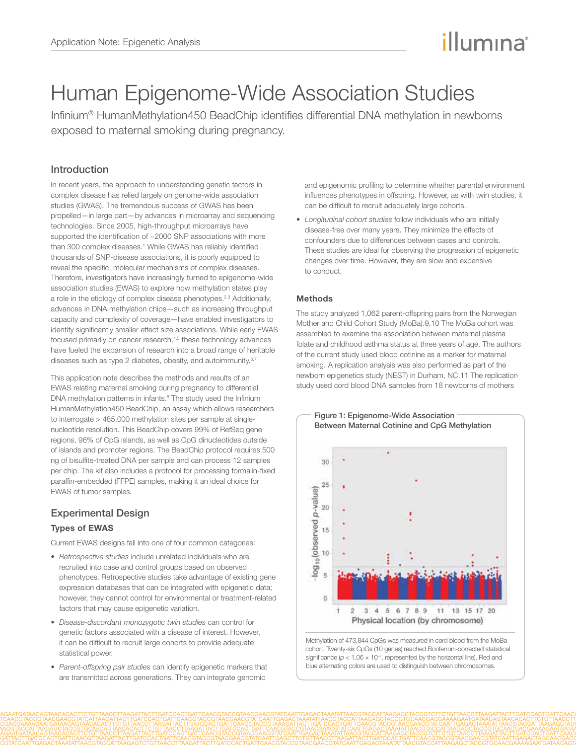# Human Epigenome-Wide Association Studies

Infinium® HumanMethylation450 BeadChip identifies differential DNA methylation in newborns exposed to maternal smoking during pregnancy.

## Introduction

In recent years, the approach to understanding genetic factors in complex disease has relied largely on genome-wide association studies (GWAS). The tremendous success of GWAS has been propelled—in large part—by advances in microarray and sequencing technologies. Since 2005, high-throughput microarrays have supported the identification of ~2000 SNP associations with more than 300 complex diseases.[1] While GWAS has reliably identified thousands of SNP-disease associations, it is poorly equipped to reveal the specific, molecular mechanisms of complex diseases. Therefore, investigators have increasingly turned to epigenome-wide association studies (EWAS) to explore how methylation states play a role in the etiology of complex disease phenotypes.[2,3] Additionally, advances in DNA methylation chips—such as increasing throughput capacity and complexity of coverage—have enabled investigators to identify significantly smaller effect size associations. While early EWAS focused primarily on cancer research,[4,5] these technology advances have fueled the expansion of research into a broad range of heritable diseases such as type 2 diabetes, obesity, and autoimmunity.[6,7]

This application note describes the methods and results of an EWAS relating maternal smoking during pregnancy to differential DNA methylation patterns in infants.[8] The study used the Infinium HumanMethylation450 BeadChip, an assay which allows researchers to interrogate > 485,000 methylation sites per sample at single-nucleotide resolution. This BeadChip covers 99% of RefSeq gene regions, 96% of CpG islands, as well as CpG dinucleotides outside of islands and promoter regions. The BeadChip protocol requires 500 ng of bisulfite-treated DNA per sample and can process 12 samples per chip. The kit also includes a protocol for processing formalin-fixed paraffin-embedded (FFPE) samples, making it an ideal choice for EWAS of tumor samples.

## Experimental Design

### Types of EWAS

Current EWAS designs fall into one of four common categories:

- *Retrospective studies* include unrelated individuals who are recruited into case and control groups based on observed phenotypes. Retrospective studies take advantage of existing gene expression databases that can be integrated with epigenetic data; however, they cannot control for environmental or treatment-related factors that may cause epigenetic variation.
- *Disease-discordant monozygotic twin studies* can control for genetic factors associated with a disease of interest. However, it can be difficult to recruit large cohorts to provide adequate statistical power.
- *Parent-offspring pair studies* can identify epigenetic markers that are transmitted across generations. They can integrate genomic and epigenomic profiling to determine whether parental environment influences phenotypes in offspring. However, as with twin studies, it can be difficult to recruit adequately large cohorts.
- *Longitudinal cohort studies* follow individuals who are initially disease-free over many years. They minimize the effects of confounders due to differences between cases and controls. These studies are ideal for observing the progression of epigenetic changes over time. However, they are slow and expensive to conduct.

### Methods

The study analyzed 1,062 parent-offspring pairs from the Norwegian Mother and Child Cohort Study (MoBa).9,10 The MoBa cohort was assembled to examine the association between maternal plasma folate and childhood asthma status at three years of age. The authors of the current study used blood cotinine as a marker for maternal smoking. A replication analysis was also performed as part of the newborn epigenetics study (NEST) in Durham, NC.11 The replication study used cord blood DNA samples from 18 newborns of mothers

**Figure 1: Epigenome-Wide Association Between Maternal Cotinine and CpG Methylation**

Methylation of 473,844 CpGs was measured in cord blood from the MoBa cohort. Twenty-six CpGs (10 genes) reached Bonferroni-corrected statistical significance ($p < 1.06 \times 10^{-7}$, represented by the horizontal line). Red and blue alternating colors are used to distinguish between chromosomes.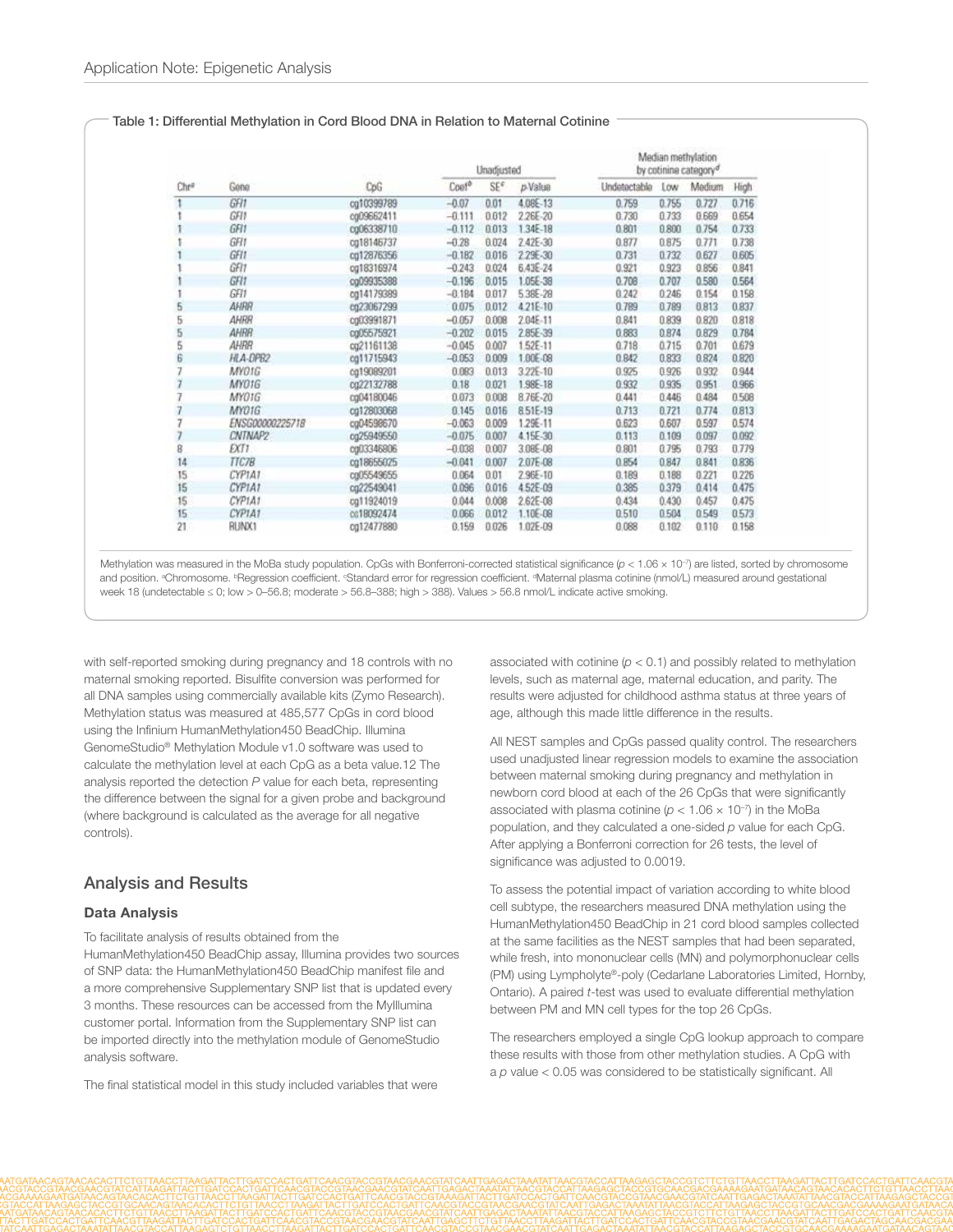**Table 1: Differential Methylation in Cord Blood DNA in Relation to Maternal Cotinine**

| Chr[a] | Gene | CpG | Unadjusted | | | Median methylation by cotinine category[d] | | | |
|---|---|---|---|---|---|---|---|---|---|
| | | | Coef[b] | SE[c] | p Value | Undetectable | Low | Medium | High |
| 1 | GFI1 | cg10399789 | −0.07 | 0.01 | 4.08E-13 | 0.759 | 0.755 | 0.727 | 0.716 |
| 1 | GFI1 | cg09662411 | −0.111 | 0.012 | 2.26E-20 | 0.730 | 0.733 | 0.669 | 0.654 |
| 1 | GFI1 | cg06338710 | −0.112 | 0.013 | 1.34E-18 | 0.801 | 0.800 | 0.754 | 0.733 |
| 1 | GFI1 | cg18146737 | −0.28 | 0.024 | 2.42E-30 | 0.877 | 0.875 | 0.771 | 0.738 |
| 1 | GFI1 | cg12876356 | −0.182 | 0.016 | 2.29E-30 | 0.731 | 0.732 | 0.627 | 0.605 |
| 1 | GFI1 | cg18316974 | −0.243 | 0.024 | 6.43E-24 | 0.921 | 0.923 | 0.856 | 0.841 |
| 1 | GFI1 | cg09935388 | −0.196 | 0.015 | 1.05E-38 | 0.708 | 0.707 | 0.580 | 0.564 |
| 1 | GFI1 | cg14179389 | −0.184 | 0.017 | 5.38E-28 | 0.242 | 0.246 | 0.154 | 0.158 |
| 5 | AHRR | cg23067299 | 0.075 | 0.012 | 4.21E-10 | 0.789 | 0.789 | 0.813 | 0.837 |
| 5 | AHRR | cg03991871 | −0.057 | 0.008 | 2.04E-11 | 0.841 | 0.839 | 0.820 | 0.818 |
| 5 | AHRR | cg05575921 | −0.202 | 0.015 | 2.85E-39 | 0.883 | 0.874 | 0.829 | 0.784 |
| 5 | AHRR | cg21161138 | −0.045 | 0.007 | 1.52E-11 | 0.718 | 0.715 | 0.701 | 0.679 |
| 6 | HLA-DPB2 | cg11715943 | −0.053 | 0.009 | 1.00E-08 | 0.842 | 0.833 | 0.824 | 0.820 |
| 7 | MYO1G | cg19089201 | 0.083 | 0.013 | 3.22E-10 | 0.925 | 0.926 | 0.932 | 0.944 |
| 7 | MYO1G | cg22132788 | 0.18 | 0.021 | 1.98E-18 | 0.932 | 0.935 | 0.951 | 0.966 |
| 7 | MYO1G | cg04180046 | 0.073 | 0.008 | 8.76E-20 | 0.441 | 0.446 | 0.484 | 0.508 |
| 7 | MYO1G | cg12803068 | 0.145 | 0.016 | 8.51E-19 | 0.713 | 0.721 | 0.774 | 0.813 |
| 7 | ENSG00000225718 | cg04598670 | −0.063 | 0.009 | 1.29E-11 | 0.623 | 0.607 | 0.597 | 0.574 |
| 7 | CNTNAP2 | cg25949550 | −0.075 | 0.007 | 4.15E-30 | 0.113 | 0.109 | 0.097 | 0.092 |
| 8 | EXT1 | cg03346806 | −0.038 | 0.007 | 3.08E-08 | 0.801 | 0.795 | 0.793 | 0.779 |
| 14 | TTC7B | cg18655025 | −0.041 | 0.007 | 2.07E-08 | 0.854 | 0.847 | 0.841 | 0.836 |
| 15 | CYP1A1 | cg05549655 | 0.064 | 0.01 | 2.96E-10 | 0.189 | 0.188 | 0.221 | 0.226 |
| 15 | CYP1A1 | cg22549041 | 0.096 | 0.016 | 4.52E-09 | 0.385 | 0.379 | 0.414 | 0.475 |
| 15 | CYP1A1 | cg11924019 | 0.044 | 0.008 | 2.62E-08 | 0.434 | 0.430 | 0.457 | 0.475 |
| 15 | CYP1A1 | cg18092474 | 0.066 | 0.012 | 1.10E-08 | 0.510 | 0.504 | 0.549 | 0.573 |
| 21 | RUNX1 | cg12477880 | 0.159 | 0.026 | 1.02E-09 | 0.088 | 0.102 | 0.110 | 0.158 |

Methylation was measured in the MoBa study population. CpGs with Bonferroni-corrected statistical significance ($p < 1.06 \times 10^{-7}$) are listed, sorted by chromosome and position. [a]Chromosome. [b]Regression coefficient. [c]Standard error for regression coefficient. [d]Maternal plasma cotinine (nmol/L) measured around gestational week 18 (undetectable ≤ 0; low > 0–56.8; moderate > 56.8–388; high > 388). Values > 56.8 nmol/L indicate active smoking.

with self-reported smoking during pregnancy and 18 controls with no maternal smoking reported. Bisulfite conversion was performed for all DNA samples using commercially available kits (Zymo Research). Methylation status was measured at 485,577 CpGs in cord blood using the Infinium HumanMethylation450 BeadChip. Illumina GenomeStudio® Methylation Module v1.0 software was used to calculate the methylation level at each CpG as a beta value.12 The analysis reported the detection $P$ value for each beta, representing the difference between the signal for a given probe and background (where background is calculated as the average for all negative controls).

## Analysis and Results

### Data Analysis

To facilitate analysis of results obtained from the HumanMethylation450 BeadChip assay, Illumina provides two sources of SNP data: the HumanMethylation450 BeadChip manifest file and a more comprehensive Supplementary SNP list that is updated every 3 months. These resources can be accessed from the MyIllumina customer portal. Information from the Supplementary SNP list can be imported directly into the methylation module of GenomeStudio analysis software.

The final statistical model in this study included variables that were associated with cotinine ($p < 0.1$) and possibly related to methylation levels, such as maternal age, maternal education, and parity. The results were adjusted for childhood asthma status at three years of age, although this made little difference in the results.

All NEST samples and CpGs passed quality control. The researchers used unadjusted linear regression models to examine the association between maternal smoking during pregnancy and methylation in newborn cord blood at each of the 26 CpGs that were significantly associated with plasma cotinine ($p < 1.06 \times 10^{-7}$) in the MoBa population, and they calculated a one-sided $p$ value for each CpG. After applying a Bonferroni correction for 26 tests, the level of significance was adjusted to 0.0019.

To assess the potential impact of variation according to white blood cell subtype, the researchers measured DNA methylation using the HumanMethylation450 BeadChip in 21 cord blood samples collected at the same facilities as the NEST samples that had been separated, while fresh, into mononuclear cells (MN) and polymorphonuclear cells (PM) using Lympholyte®-poly (Cedarlane Laboratories Limited, Hornby, Ontario). A paired $t$-test was used to evaluate differential methylation between PM and MN cell types for the top 26 CpGs.

The researchers employed a single CpG lookup approach to compare these results with those from other methylation studies. A CpG with a $p$ value < 0.05 was considered to be statistically significant. All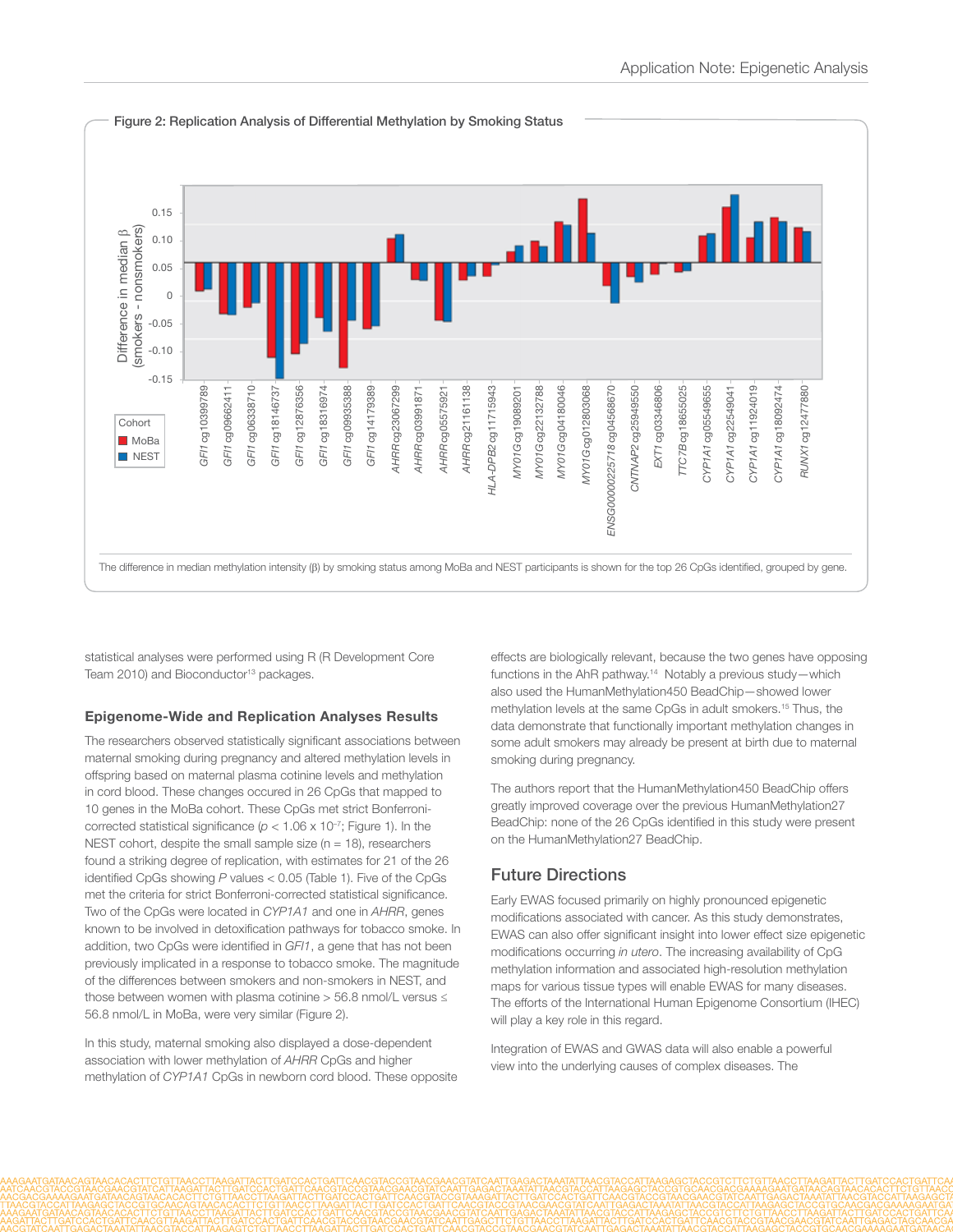**Figure 2: Replication Analysis of Differential Methylation by Smoking Status**

The difference in median methylation intensity (β) by smoking status among MoBa and NEST participants is shown for the top 26 CpGs identified, grouped by gene.

statistical analyses were performed using R (R Development Core Team 2010) and Bioconductor[13] packages.

### Epigenome-Wide and Replication Analyses Results

The researchers observed statistically significant associations between maternal smoking during pregnancy and altered methylation levels in offspring based on maternal plasma cotinine levels and methylation in cord blood. These changes occured in 26 CpGs that mapped to 10 genes in the MoBa cohort. These CpGs met strict Bonferroni-corrected statistical significance ($p < 1.06 \times 10^{-7}$; Figure 1). In the NEST cohort, despite the small sample size (n = 18), researchers found a striking degree of replication, with estimates for 21 of the 26 identified CpGs showing *P* values < 0.05 (Table 1). Five of the CpGs met the criteria for strict Bonferroni-corrected statistical significance. Two of the CpGs were located in *CYP1A1* and one in *AHRR*, genes known to be involved in detoxification pathways for tobacco smoke. In addition, two CpGs were identified in *GFI1*, a gene that has not been previously implicated in a response to tobacco smoke. The magnitude of the differences between smokers and non-smokers in NEST, and those between women with plasma cotinine > 56.8 nmol/L versus ≤ 56.8 nmol/L in MoBa, were very similar (Figure 2).

In this study, maternal smoking also displayed a dose-dependent association with lower methylation of *AHRR* CpGs and higher methylation of *CYP1A1* CpGs in newborn cord blood. These opposite effects are biologically relevant, because the two genes have opposing functions in the AhR pathway.[14] Notably a previous study—which also used the HumanMethylation450 BeadChip—showed lower methylation levels at the same CpGs in adult smokers.[15] Thus, the data demonstrate that functionally important methylation changes in some adult smokers may already be present at birth due to maternal smoking during pregnancy.

The authors report that the HumanMethylation450 BeadChip offers greatly improved coverage over the previous HumanMethylation27 BeadChip: none of the 26 CpGs identified in this study were present on the HumanMethylation27 BeadChip.

## Future Directions

Early EWAS focused primarily on highly pronounced epigenetic modifications associated with cancer. As this study demonstrates, EWAS can also offer significant insight into lower effect size epigenetic modifications occurring *in utero*. The increasing availability of CpG methylation information and associated high-resolution methylation maps for various tissue types will enable EWAS for many diseases. The efforts of the International Human Epigenome Consortium (IHEC) will play a key role in this regard.

Integration of EWAS and GWAS data will also enable a powerful view into the underlying causes of complex diseases. The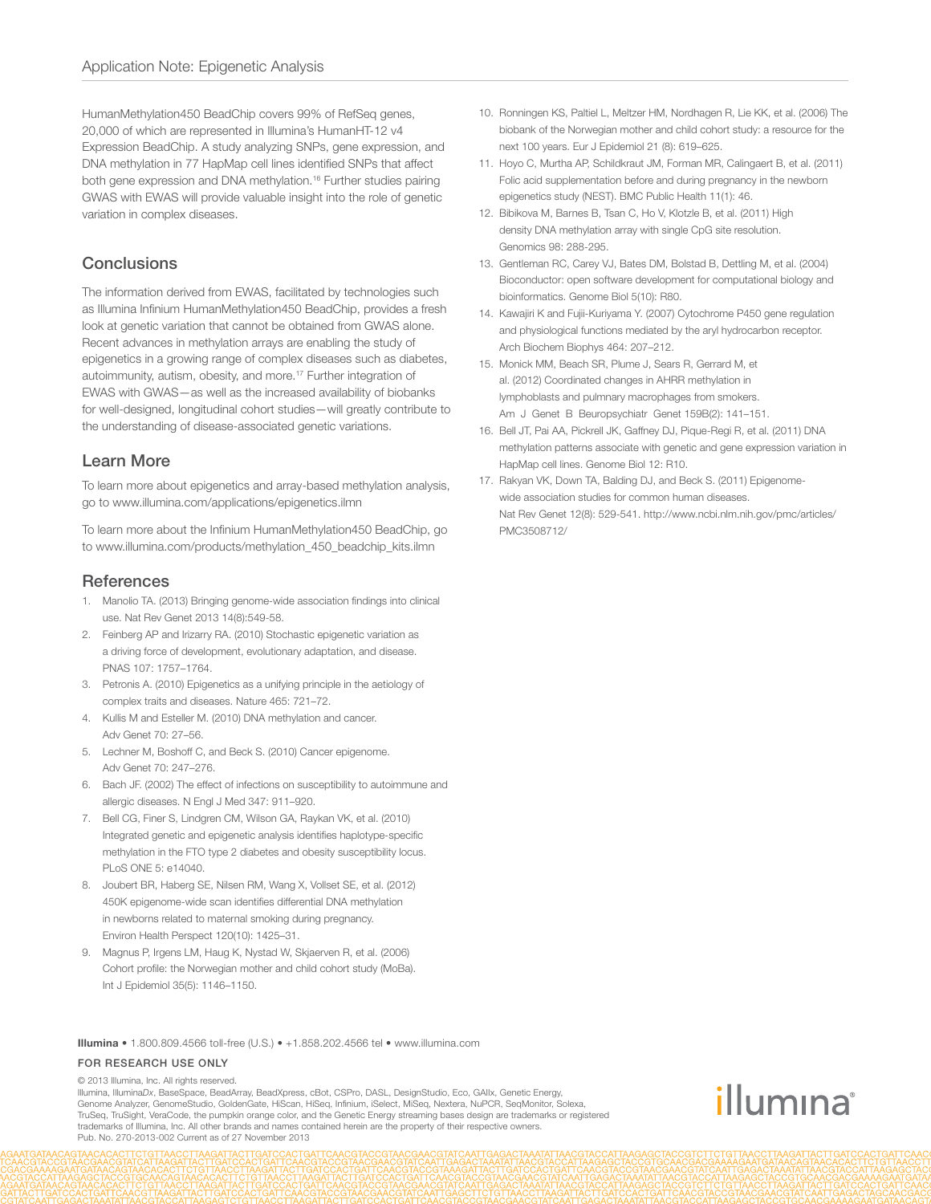HumanMethylation450 BeadChip covers 99% of RefSeq genes, 20,000 of which are represented in Illumina's HumanHT-12 v4 Expression BeadChip. A study analyzing SNPs, gene expression, and DNA methylation in 77 HapMap cell lines identified SNPs that affect both gene expression and DNA methylation.[16] Further studies pairing GWAS with EWAS will provide valuable insight into the role of genetic variation in complex diseases.

## Conclusions

The information derived from EWAS, facilitated by technologies such as Illumina Infinium HumanMethylation450 BeadChip, provides a fresh look at genetic variation that cannot be obtained from GWAS alone. Recent advances in methylation arrays are enabling the study of epigenetics in a growing range of complex diseases such as diabetes, autoimmunity, autism, obesity, and more.[17] Further integration of EWAS with GWAS—as well as the increased availability of biobanks for well-designed, longitudinal cohort studies—will greatly contribute to the understanding of disease-associated genetic variations.

## Learn More

To learn more about epigenetics and array-based methylation analysis, go to www.illumina.com/applications/epigenetics.ilmn

To learn more about the Infinium HumanMethylation450 BeadChip, go to www.illumina.com/products/methylation_450_beadchip_kits.ilmn

## References

1. Manolio TA. (2013) Bringing genome-wide association findings into clinical use. Nat Rev Genet 2013 14(8):549-58.
2. Feinberg AP and Irizarry RA. (2010) Stochastic epigenetic variation as a driving force of development, evolutionary adaptation, and disease. PNAS 107: 1757–1764.
3. Petronis A. (2010) Epigenetics as a unifying principle in the aetiology of complex traits and diseases. Nature 465: 721–72.
4. Kullis M and Esteller M. (2010) DNA methylation and cancer. Adv Genet 70: 27–56.
5. Lechner M, Boshoff C, and Beck S. (2010) Cancer epigenome. Adv Genet 70: 247–276.
6. Bach JF. (2002) The effect of infections on susceptibility to autoimmune and allergic diseases. N Engl J Med 347: 911–920.
7. Bell CG, Finer S, Lindgren CM, Wilson GA, Raykan VK, et al. (2010) Integrated genetic and epigenetic analysis identifies haplotype-specific methylation in the FTO type 2 diabetes and obesity susceptibility locus. PLoS ONE 5: e14040.
8. Joubert BR, Haberg SE, Nilsen RM, Wang X, Vollset SE, et al. (2012) 450K epigenome-wide scan identifies differential DNA methylation in newborns related to maternal smoking during pregnancy. Environ Health Perspect 120(10): 1425–31.
9. Magnus P, Irgens LM, Haug K, Nystad W, Skjaerven R, et al. (2006) Cohort profile: the Norwegian mother and child cohort study (MoBa). Int J Epidemiol 35(5): 1146–1150.
10. Ronningen KS, Paltiel L, Meltzer HM, Nordhagen R, Lie KK, et al. (2006) The biobank of the Norwegian mother and child cohort study: a resource for the next 100 years. Eur J Epidemiol 21 (8): 619–625.
11. Hoyo C, Murtha AP, Schildkraut JM, Forman MR, Calingaert B, et al. (2011) Folic acid supplementation before and during pregnancy in the newborn epigenetics study (NEST). BMC Public Health 11(1): 46.
12. Bibikova M, Barnes B, Tsan C, Ho V, Klotzle B, et al. (2011) High density DNA methylation array with single CpG site resolution. Genomics 98: 288-295.
13. Gentleman RC, Carey VJ, Bates DM, Bolstad B, Dettling M, et al. (2004) Bioconductor: open software development for computational biology and bioinformatics. Genome Biol 5(10): R80.
14. Kawajiri K and Fujii-Kuriyama Y. (2007) Cytochrome P450 gene regulation and physiological functions mediated by the aryl hydrocarbon receptor. Arch Biochem Biophys 464: 207–212.
15. Monick MM, Beach SR, Plume J, Sears R, Gerrard M, et al. (2012) Coordinated changes in AHRR methylation in lymphoblasts and pulmnary macrophages from smokers. Am J Genet B Beuropsychiatr Genet 159B(2): 141–151.
16. Bell JT, Pai AA, Pickrell JK, Gaffney DJ, Pique-Regi R, et al. (2011) DNA methylation patterns associate with genetic and gene expression variation in HapMap cell lines. Genome Biol 12: R10.
17. Rakyan VK, Down TA, Balding DJ, and Beck S. (2011) Epigenome-wide association studies for common human diseases. Nat Rev Genet 12(8): 529-541. http://www.ncbi.nlm.nih.gov/pmc/articles/PMC3508712/

**Illumina** • 1.800.809.4566 toll-free (U.S.) • +1.858.202.4566 tel • www.illumina.com

FOR RESEARCH USE ONLY

© 2013 Illumina, Inc. All rights reserved.
Illumina, Illumina*Dx*, BaseSpace, BeadArray, BeadXpress, cBot, CSPro, DASL, DesignStudio, Eco, GAIIx, Genetic Energy, Genome Analyzer, GenomeStudio, GoldenGate, HiScan, HiSeq, Infinium, iSelect, MiSeq, Nextera, NuPCR, SeqMonitor, Solexa, TruSeq, TruSight, VeraCode, the pumpkin orange color, and the Genetic Energy streaming bases design are trademarks or registered trademarks of Illumina, Inc. All other brands and names contained herein are the property of their respective owners.
Pub. No. 270-2013-002 Current as of 27 November 2013